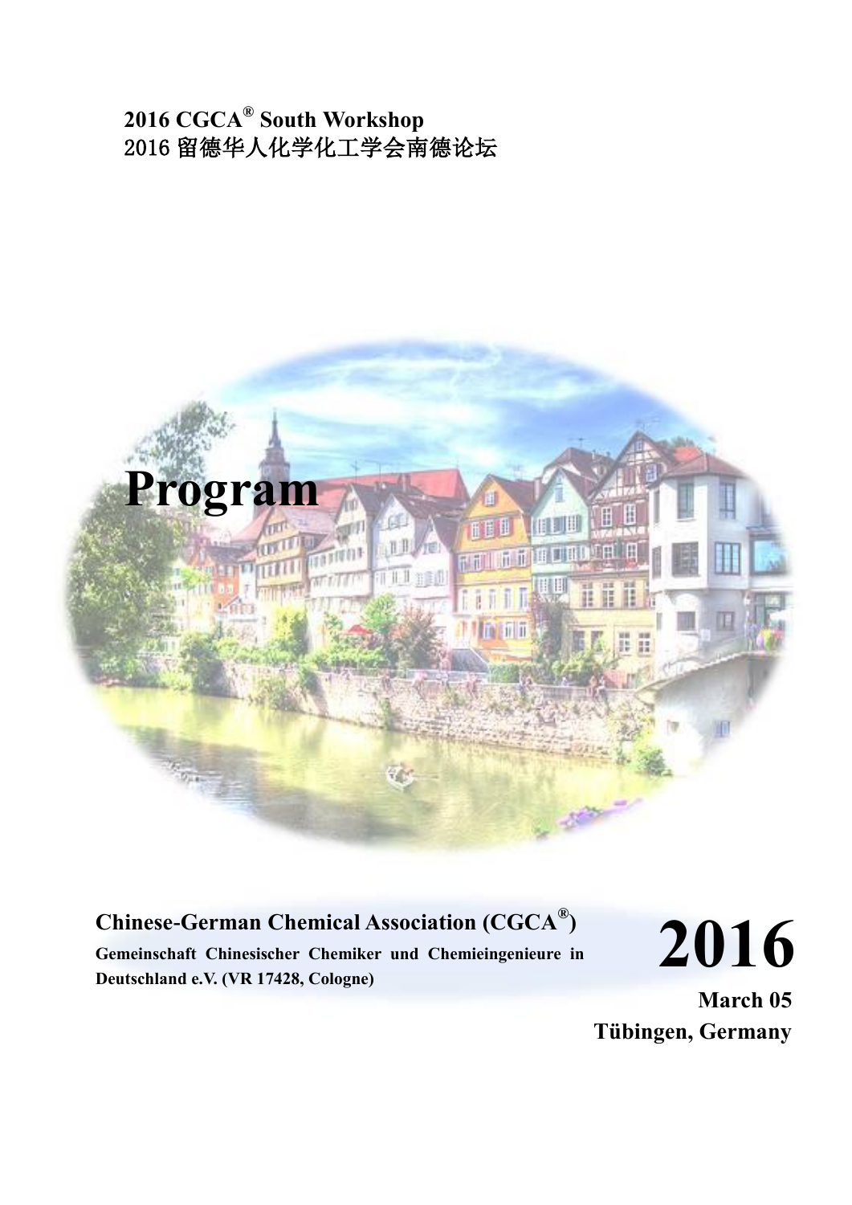**2016 CGCA® South Workshop**
2016 留德华人化学化工学会南德论坛

# Program

**Chinese-German Chemical Association (CGCA®)**

**Gemeinschaft Chinesischer Chemiker und Chemieingenieure in Deutschland e.V. (VR 17428, Cologne)**

# 2016

**March 05**

**Tübingen, Germany**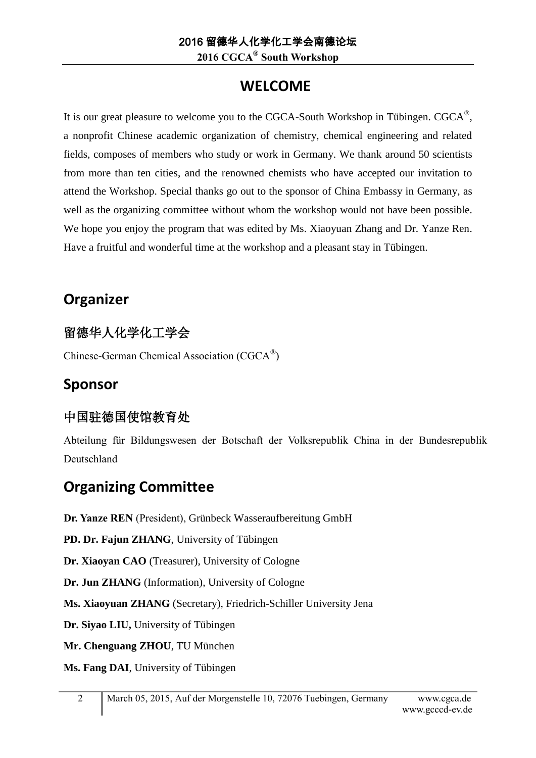# WELCOME

It is our great pleasure to welcome you to the CGCA-South Workshop in Tübingen. CGCA®, a nonprofit Chinese academic organization of chemistry, chemical engineering and related fields, composes of members who study or work in Germany. We thank around 50 scientists from more than ten cities, and the renowned chemists who have accepted our invitation to attend the Workshop. Special thanks go out to the sponsor of China Embassy in Germany, as well as the organizing committee without whom the workshop would not have been possible. We hope you enjoy the program that was edited by Ms. Xiaoyuan Zhang and Dr. Yanze Ren. Have a fruitful and wonderful time at the workshop and a pleasant stay in Tübingen.

## Organizer

### 留德华人化学化工学会

Chinese-German Chemical Association (CGCA®)

## Sponsor

### 中国驻德国使馆教育处

Abteilung für Bildungswesen der Botschaft der Volksrepublik China in der Bundesrepublik Deutschland

## Organizing Committee

**Dr. Yanze REN** (President), Grünbeck Wasseraufbereitung GmbH

**PD. Dr. Fajun ZHANG**, University of Tübingen

**Dr. Xiaoyan CAO** (Treasurer), University of Cologne

**Dr. Jun ZHANG** (Information), University of Cologne

**Ms. Xiaoyuan ZHANG** (Secretary), Friedrich-Schiller University Jena

**Dr. Siyao LIU,** University of Tübingen

**Mr. Chenguang ZHOU**, TU München

**Ms. Fang DAI**, University of Tübingen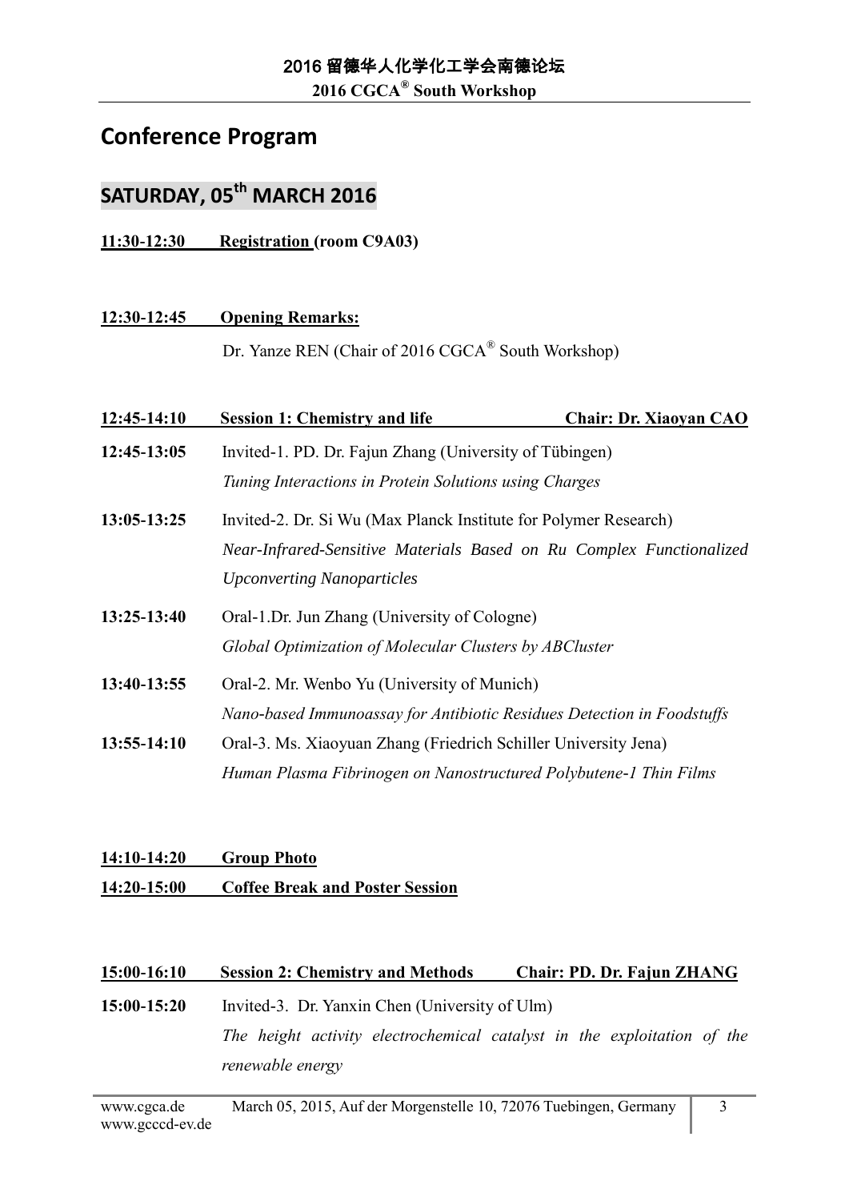# Conference Program

## SATURDAY, 05th MARCH 2016

**11:30-12:30 Registration (room C9A03)**

**12:30-12:45 Opening Remarks:**

Dr. Yanze REN (Chair of 2016 CGCA® South Workshop)

**12:45-14:10 Session 1: Chemistry and life Chair: Dr. Xiaoyan CAO**

**12:45-13:05** Invited-1. PD. Dr. Fajun Zhang (University of Tübingen)
*Tuning Interactions in Protein Solutions using Charges*

**13:05-13:25** Invited-2. Dr. Si Wu (Max Planck Institute for Polymer Research)
*Near-Infrared-Sensitive Materials Based on Ru Complex Functionalized Upconverting Nanoparticles*

**13:25-13:40** Oral-1.Dr. Jun Zhang (University of Cologne)
*Global Optimization of Molecular Clusters by ABCluster*

**13:40-13:55** Oral-2. Mr. Wenbo Yu (University of Munich)
*Nano-based Immunoassay for Antibiotic Residues Detection in Foodstuffs*

**13:55-14:10** Oral-3. Ms. Xiaoyuan Zhang (Friedrich Schiller University Jena)
*Human Plasma Fibrinogen on Nanostructured Polybutene-1 Thin Films*

**14:10-14:20 Group Photo**

**14:20-15:00 Coffee Break and Poster Session**

**15:00-16:10 Session 2: Chemistry and Methods Chair: PD. Dr. Fajun ZHANG**

**15:00-15:20** Invited-3. Dr. Yanxin Chen (University of Ulm)
*The height activity electrochemical catalyst in the exploitation of the renewable energy*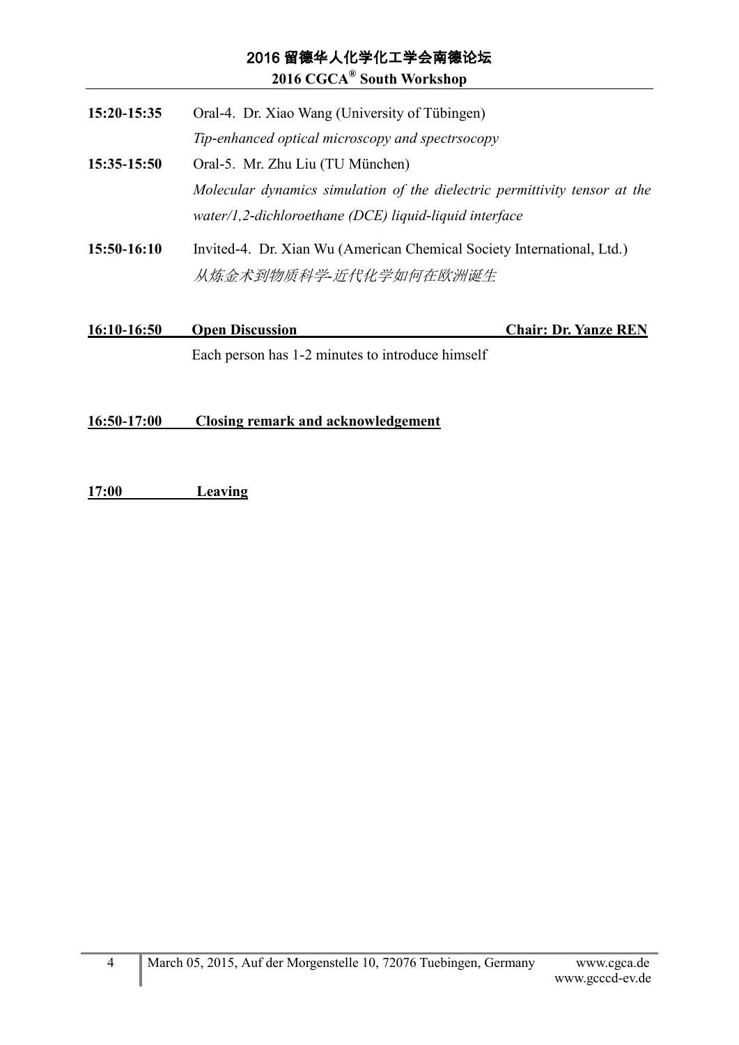**15:20-15:35** Oral-4. Dr. Xiao Wang (University of Tübingen)

*Tip-enhanced optical microscopy and spectrsocopy*

**15:35-15:50** Oral-5. Mr. Zhu Liu (TU München)

*Molecular dynamics simulation of the dielectric permittivity tensor at the water/1,2-dichloroethane (DCE) liquid-liquid interface*

**15:50-16:10** Invited-4. Dr. Xian Wu (American Chemical Society International, Ltd.)

*从炼金术到物质科学-近代化学如何在欧洲诞生*

**16:10-16:50 Open Discussion Chair: Dr. Yanze REN**

Each person has 1-2 minutes to introduce himself

**16:50-17:00 Closing remark and acknowledgement**

**17:00 Leaving**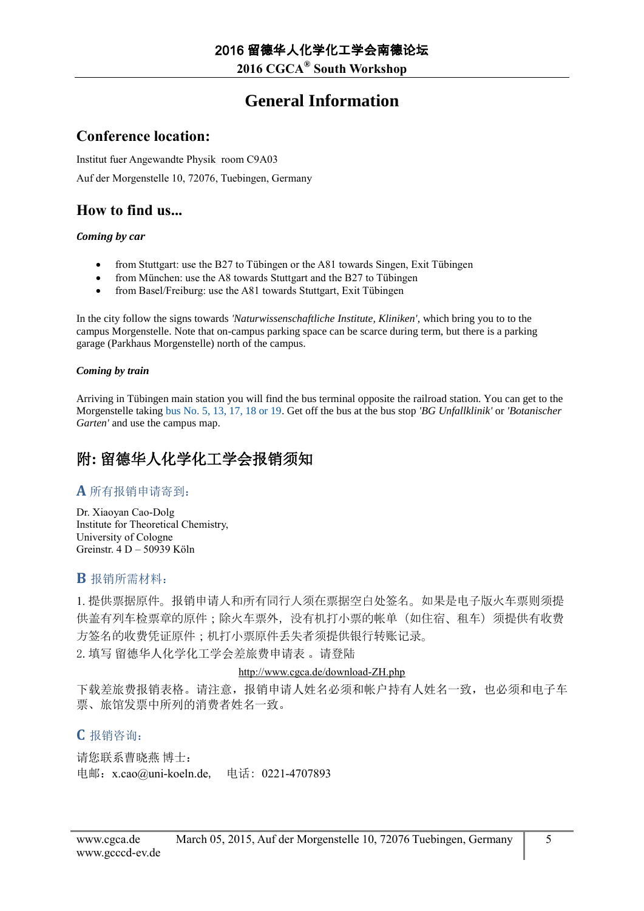# General Information

## Conference location:

Institut fuer Angewandte Physik room C9A03

Auf der Morgenstelle 10, 72076, Tuebingen, Germany

## How to find us...

***Coming by car***

- from Stuttgart: use the B27 to Tübingen or the A81 towards Singen, Exit Tübingen
- from München: use the A8 towards Stuttgart and the B27 to Tübingen
- from Basel/Freiburg: use the A81 towards Stuttgart, Exit Tübingen

In the city follow the signs towards *'Naturwissenschaftliche Institute, Kliniken'*, which bring you to to the campus Morgenstelle. Note that on-campus parking space can be scarce during term, but there is a parking garage (Parkhaus Morgenstelle) north of the campus.

***Coming by train***

Arriving in Tübingen main station you will find the bus terminal opposite the railroad station. You can get to the Morgenstelle taking bus No. 5, 13, 17, 18 or 19. Get off the bus at the bus stop *'BG Unfallklinik'* or *'Botanischer Garten'* and use the campus map.

## 附: 留德华人化学化工学会报销须知

### A 所有报销申请寄到：

Dr. Xiaoyan Cao-Dolg
Institute for Theoretical Chemistry,
University of Cologne
Greinstr. 4 D – 50939 Köln

### B 报销所需材料：

1. 提供票据原件。报销申请人和所有同行人须在票据空白处签名。如果是电子版火车票则须提供盖有列车检票章的原件；除火车票外，没有机打小票的帐单（如住宿、租车）须提供有收费方签名的收费凭证原件；机打小票原件丢失者须提供银行转账记录。
2. 填写 留德华人化学化工学会差旅费申请表 。请登陆

http://www.cgca.de/download-ZH.php

下载差旅费报销表格。请注意，报销申请人姓名必须和帐户持有人姓名一致，也必须和电子车票、旅馆发票中所列的消费者姓名一致。

### C 报销咨询：

请您联系曹晓燕 博士：
电邮：x.cao@uni-koeln.de,　电话：0221-4707893